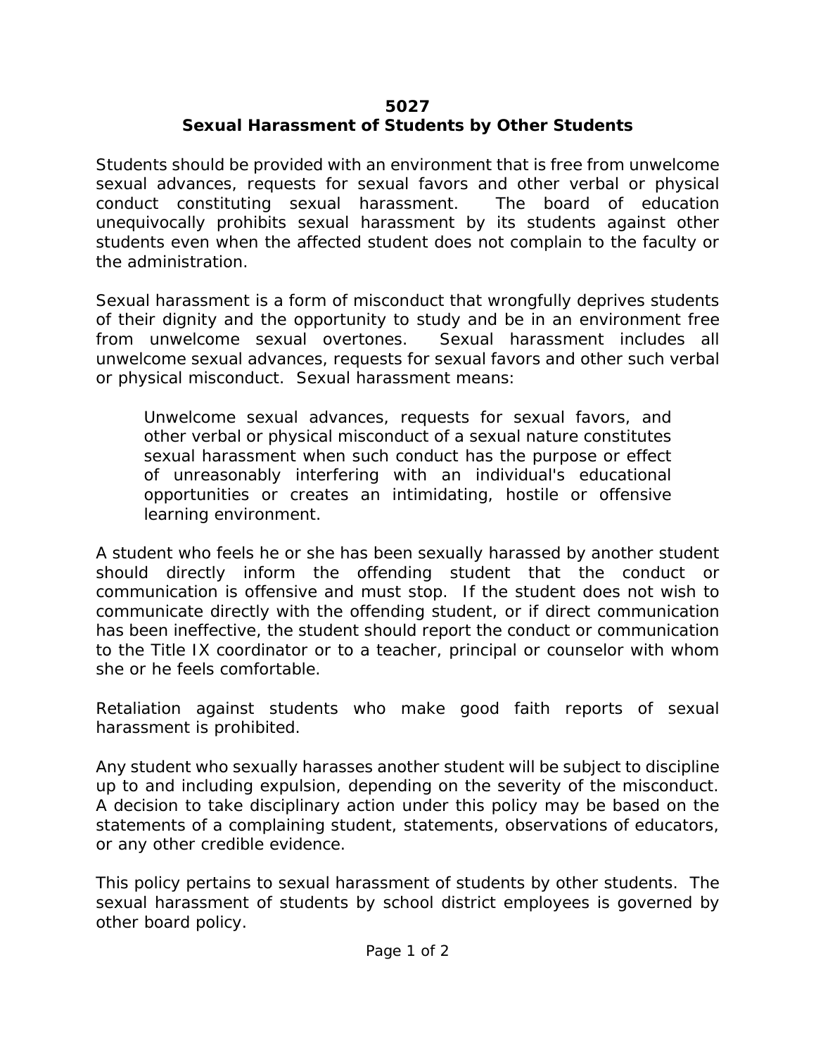# 5027
## Sexual Harassment of Students by Other Students

Students should be provided with an environment that is free from unwelcome sexual advances, requests for sexual favors and other verbal or physical conduct constituting sexual harassment. The board of education unequivocally prohibits sexual harassment by its students against other students even when the affected student does not complain to the faculty or the administration.

Sexual harassment is a form of misconduct that wrongfully deprives students of their dignity and the opportunity to study and be in an environment free from unwelcome sexual overtones. Sexual harassment includes all unwelcome sexual advances, requests for sexual favors and other such verbal or physical misconduct. Sexual harassment means:

> Unwelcome sexual advances, requests for sexual favors, and other verbal or physical misconduct of a sexual nature constitutes sexual harassment when such conduct has the purpose or effect of unreasonably interfering with an individual's educational opportunities or creates an intimidating, hostile or offensive learning environment.

A student who feels he or she has been sexually harassed by another student should directly inform the offending student that the conduct or communication is offensive and must stop. If the student does not wish to communicate directly with the offending student, or if direct communication has been ineffective, the student should report the conduct or communication to the Title IX coordinator or to a teacher, principal or counselor with whom she or he feels comfortable.

Retaliation against students who make good faith reports of sexual harassment is prohibited.

Any student who sexually harasses another student will be subject to discipline up to and including expulsion, depending on the severity of the misconduct. A decision to take disciplinary action under this policy may be based on the statements of a complaining student, statements, observations of educators, or any other credible evidence.

This policy pertains to sexual harassment of students by other students. The sexual harassment of students by school district employees is governed by other board policy.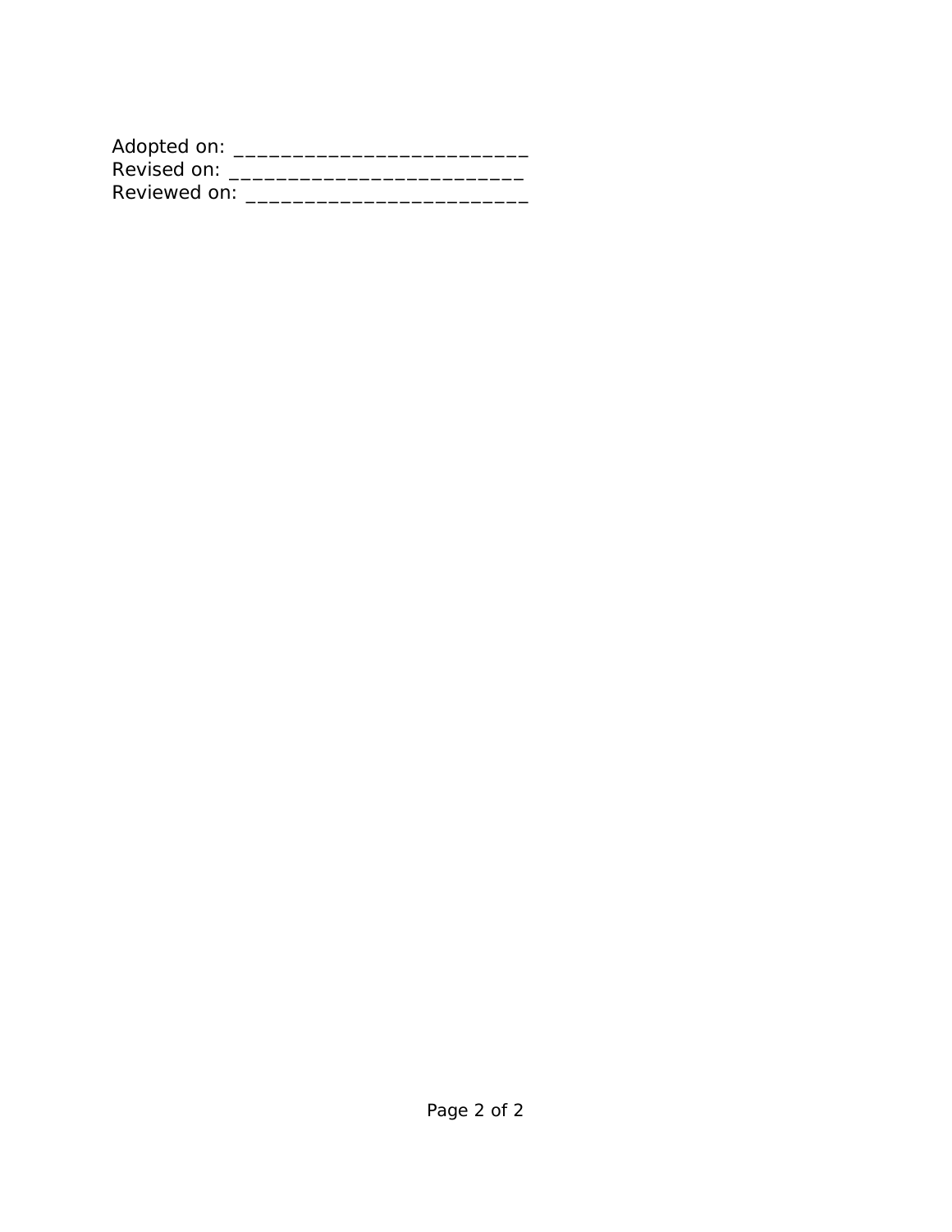Adopted on: __________________________
Revised on: __________________________
Reviewed on: ________________________